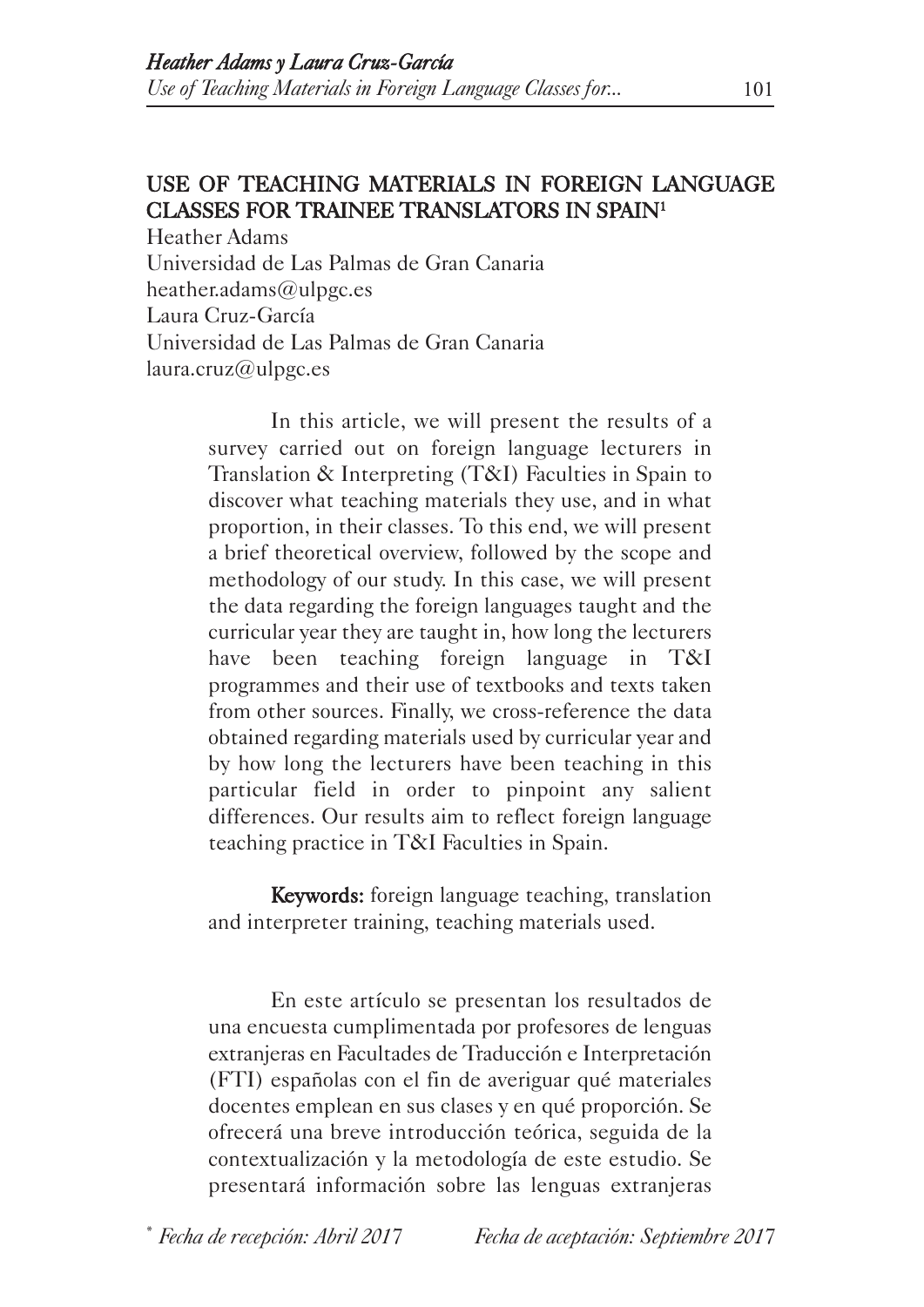# USE OF TEACHING MATERIALS IN FOREIGN LANGUAGE CLASSES FOR TRAINEE TRANSLATORS IN SPAIN[1]

Heather Adams
Universidad de Las Palmas de Gran Canaria
heather.adams@ulpgc.es
Laura Cruz-García
Universidad de Las Palmas de Gran Canaria
laura.cruz@ulpgc.es

In this article, we will present the results of a survey carried out on foreign language lecturers in Translation & Interpreting (T&I) Faculties in Spain to discover what teaching materials they use, and in what proportion, in their classes. To this end, we will present a brief theoretical overview, followed by the scope and methodology of our study. In this case, we will present the data regarding the foreign languages taught and the curricular year they are taught in, how long the lecturers have been teaching foreign language in T&I programmes and their use of textbooks and texts taken from other sources. Finally, we cross-reference the data obtained regarding materials used by curricular year and by how long the lecturers have been teaching in this particular field in order to pinpoint any salient differences. Our results aim to reflect foreign language teaching practice in T&I Faculties in Spain.

**Keywords:** foreign language teaching, translation and interpreter training, teaching materials used.

En este artículo se presentan los resultados de una encuesta cumplimentada por profesores de lenguas extranjeras en Facultades de Traducción e Interpretación (FTI) españolas con el fin de averiguar qué materiales docentes emplean en sus clases y en qué proporción. Se ofrecerá una breve introducción teórica, seguida de la contextualización y la metodología de este estudio. Se presentará información sobre las lenguas extranjeras

[*] *Fecha de recepción: Abril 2017* *Fecha de aceptación: Septiembre 2017*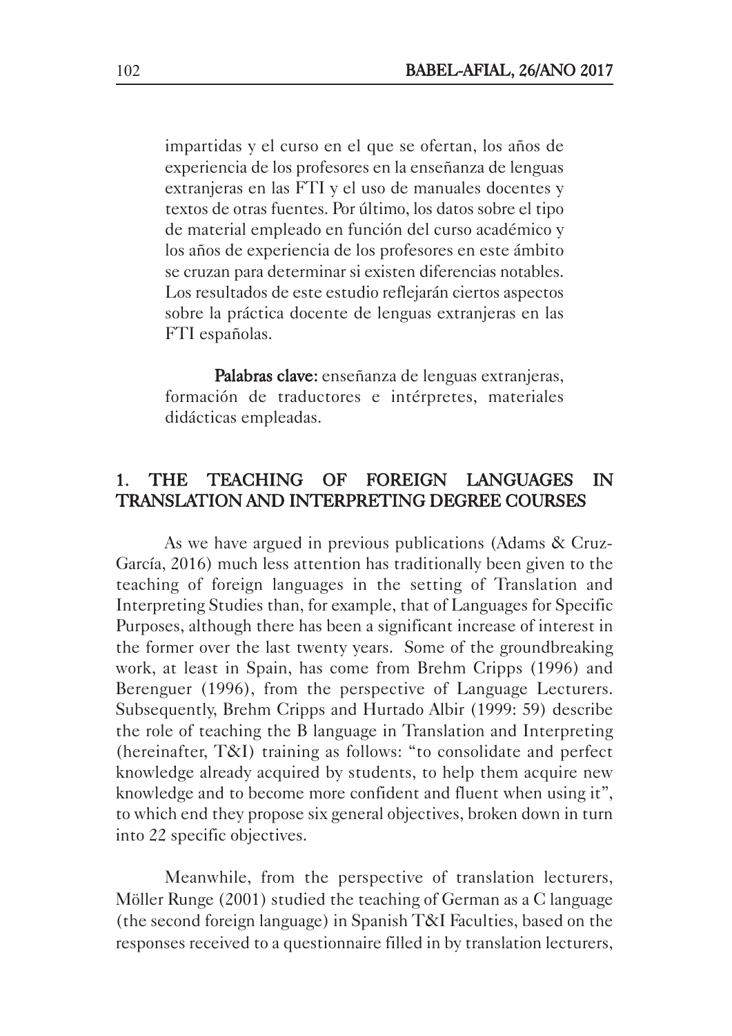impartidas y el curso en el que se ofertan, los años de experiencia de los profesores en la enseñanza de lenguas extranjeras en las FTI y el uso de manuales docentes y textos de otras fuentes. Por último, los datos sobre el tipo de material empleado en función del curso académico y los años de experiencia de los profesores en este ámbito se cruzan para determinar si existen diferencias notables. Los resultados de este estudio reflejarán ciertos aspectos sobre la práctica docente de lenguas extranjeras en las FTI españolas.

**Palabras clave:** enseñanza de lenguas extranjeras, formación de traductores e intérpretes, materiales didácticas empleadas.

## 1. THE TEACHING OF FOREIGN LANGUAGES IN TRANSLATION AND INTERPRETING DEGREE COURSES

As we have argued in previous publications (Adams & Cruz-García, 2016) much less attention has traditionally been given to the teaching of foreign languages in the setting of Translation and Interpreting Studies than, for example, that of Languages for Specific Purposes, although there has been a significant increase of interest in the former over the last twenty years. Some of the groundbreaking work, at least in Spain, has come from Brehm Cripps (1996) and Berenguer (1996), from the perspective of Language Lecturers. Subsequently, Brehm Cripps and Hurtado Albir (1999: 59) describe the role of teaching the B language in Translation and Interpreting (hereinafter, T&I) training as follows: "to consolidate and perfect knowledge already acquired by students, to help them acquire new knowledge and to become more confident and fluent when using it", to which end they propose six general objectives, broken down in turn into 22 specific objectives.

Meanwhile, from the perspective of translation lecturers, Möller Runge (2001) studied the teaching of German as a C language (the second foreign language) in Spanish T&I Faculties, based on the responses received to a questionnaire filled in by translation lecturers,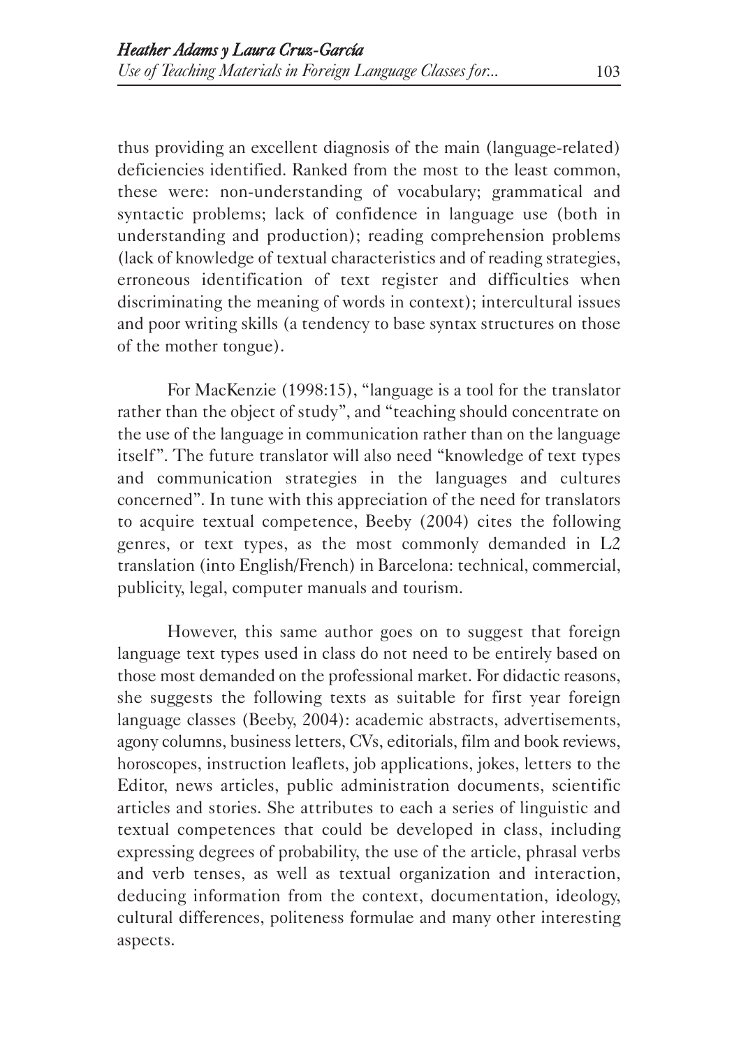thus providing an excellent diagnosis of the main (language-related) deficiencies identified. Ranked from the most to the least common, these were: non-understanding of vocabulary; grammatical and syntactic problems; lack of confidence in language use (both in understanding and production); reading comprehension problems (lack of knowledge of textual characteristics and of reading strategies, erroneous identification of text register and difficulties when discriminating the meaning of words in context); intercultural issues and poor writing skills (a tendency to base syntax structures on those of the mother tongue).

For MacKenzie (1998:15), "language is a tool for the translator rather than the object of study", and "teaching should concentrate on the use of the language in communication rather than on the language itself". The future translator will also need "knowledge of text types and communication strategies in the languages and cultures concerned". In tune with this appreciation of the need for translators to acquire textual competence, Beeby (2004) cites the following genres, or text types, as the most commonly demanded in L2 translation (into English/French) in Barcelona: technical, commercial, publicity, legal, computer manuals and tourism.

However, this same author goes on to suggest that foreign language text types used in class do not need to be entirely based on those most demanded on the professional market. For didactic reasons, she suggests the following texts as suitable for first year foreign language classes (Beeby, 2004): academic abstracts, advertisements, agony columns, business letters, CVs, editorials, film and book reviews, horoscopes, instruction leaflets, job applications, jokes, letters to the Editor, news articles, public administration documents, scientific articles and stories. She attributes to each a series of linguistic and textual competences that could be developed in class, including expressing degrees of probability, the use of the article, phrasal verbs and verb tenses, as well as textual organization and interaction, deducing information from the context, documentation, ideology, cultural differences, politeness formulae and many other interesting aspects.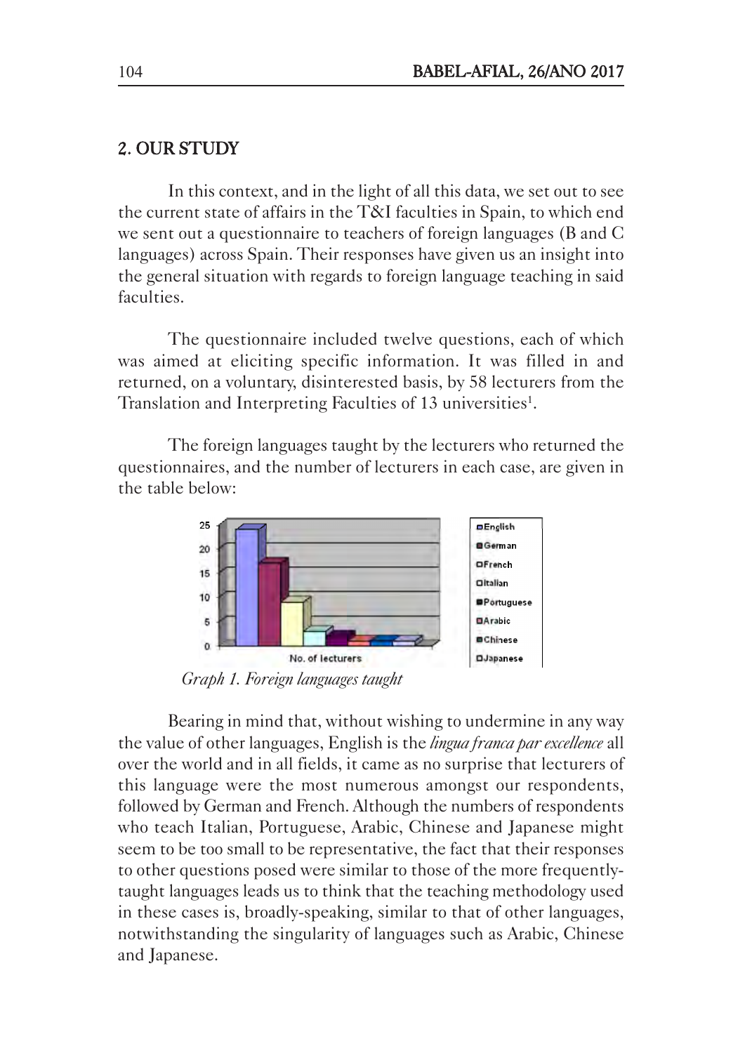## 2. OUR STUDY

In this context, and in the light of all this data, we set out to see the current state of affairs in the T&I faculties in Spain, to which end we sent out a questionnaire to teachers of foreign languages (B and C languages) across Spain. Their responses have given us an insight into the general situation with regards to foreign language teaching in said faculties.

The questionnaire included twelve questions, each of which was aimed at eliciting specific information. It was filled in and returned, on a voluntary, disinterested basis, by 58 lecturers from the Translation and Interpreting Faculties of 13 universities[1].

The foreign languages taught by the lecturers who returned the questionnaires, and the number of lecturers in each case, are given in the table below:

*Graph 1. Foreign languages taught*

Bearing in mind that, without wishing to undermine in any way the value of other languages, English is the *lingua franca par excellence* all over the world and in all fields, it came as no surprise that lecturers of this language were the most numerous amongst our respondents, followed by German and French. Although the numbers of respondents who teach Italian, Portuguese, Arabic, Chinese and Japanese might seem to be too small to be representative, the fact that their responses to other questions posed were similar to those of the more frequently-taught languages leads us to think that the teaching methodology used in these cases is, broadly-speaking, similar to that of other languages, notwithstanding the singularity of languages such as Arabic, Chinese and Japanese.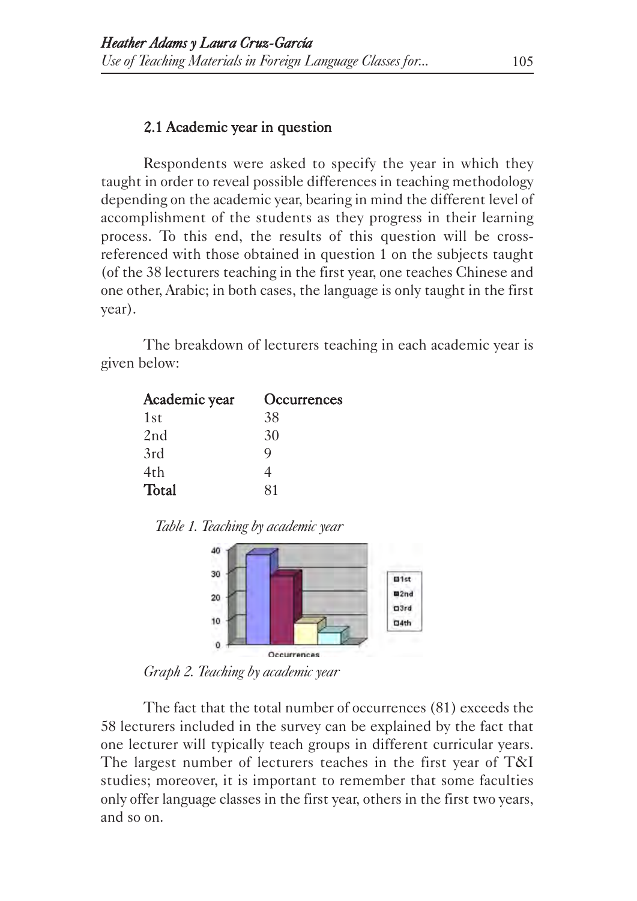### 2.1 Academic year in question

Respondents were asked to specify the year in which they taught in order to reveal possible differences in teaching methodology depending on the academic year, bearing in mind the different level of accomplishment of the students as they progress in their learning process. To this end, the results of this question will be cross-referenced with those obtained in question 1 on the subjects taught (of the 38 lecturers teaching in the first year, one teaches Chinese and one other, Arabic; in both cases, the language is only taught in the first year).

The breakdown of lecturers teaching in each academic year is given below:

| Academic year | Occurrences |
|---|---|
| 1st | 38 |
| 2nd | 30 |
| 3rd | 9 |
| 4th | 4 |
| **Total** | 81 |

*Table 1. Teaching by academic year*

*Graph 2. Teaching by academic year*

The fact that the total number of occurrences (81) exceeds the 58 lecturers included in the survey can be explained by the fact that one lecturer will typically teach groups in different curricular years. The largest number of lecturers teaches in the first year of T&I studies; moreover, it is important to remember that some faculties only offer language classes in the first year, others in the first two years, and so on.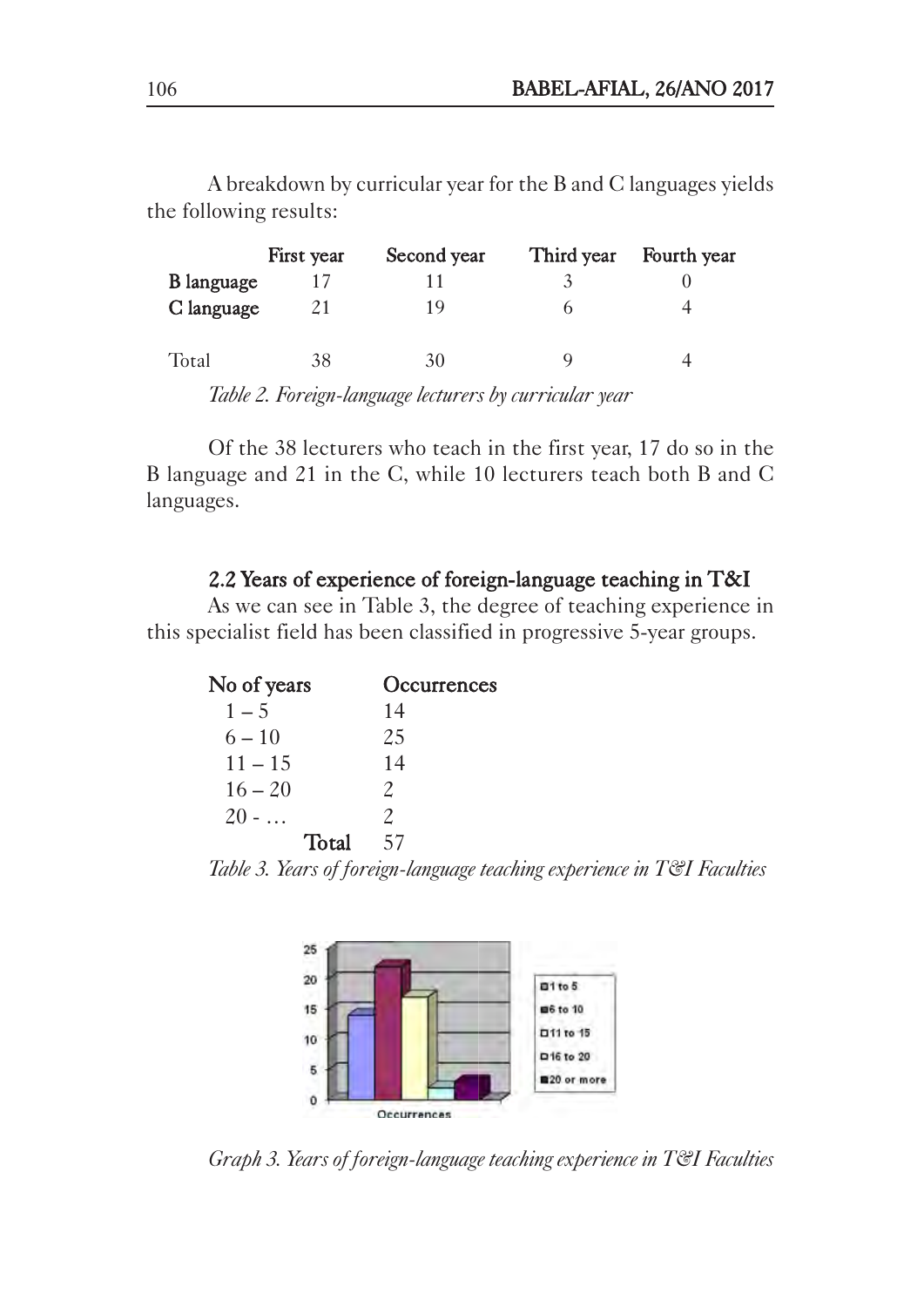A breakdown by curricular year for the B and C languages yields the following results:

| | First year | Second year | Third year | Fourth year |
|---|---|---|---|---|
| **B language** | 17 | 11 | 3 | 0 |
| **C language** | 21 | 19 | 6 | 4 |
| Total | 38 | 30 | 9 | 4 |

*Table 2. Foreign-language lecturers by curricular year*

Of the 38 lecturers who teach in the first year, 17 do so in the B language and 21 in the C, while 10 lecturers teach both B and C languages.

### 2.2 Years of experience of foreign-language teaching in T&I

As we can see in Table 3, the degree of teaching experience in this specialist field has been classified in progressive 5-year groups.

| No of years | Occurrences |
|---|---|
| 1 – 5 | 14 |
| 6 – 10 | 25 |
| 11 – 15 | 14 |
| 16 – 20 | 2 |
| 20 - … | 2 |
| **Total** | 57 |

*Table 3. Years of foreign-language teaching experience in T&I Faculties*

*Graph 3. Years of foreign-language teaching experience in T&I Faculties*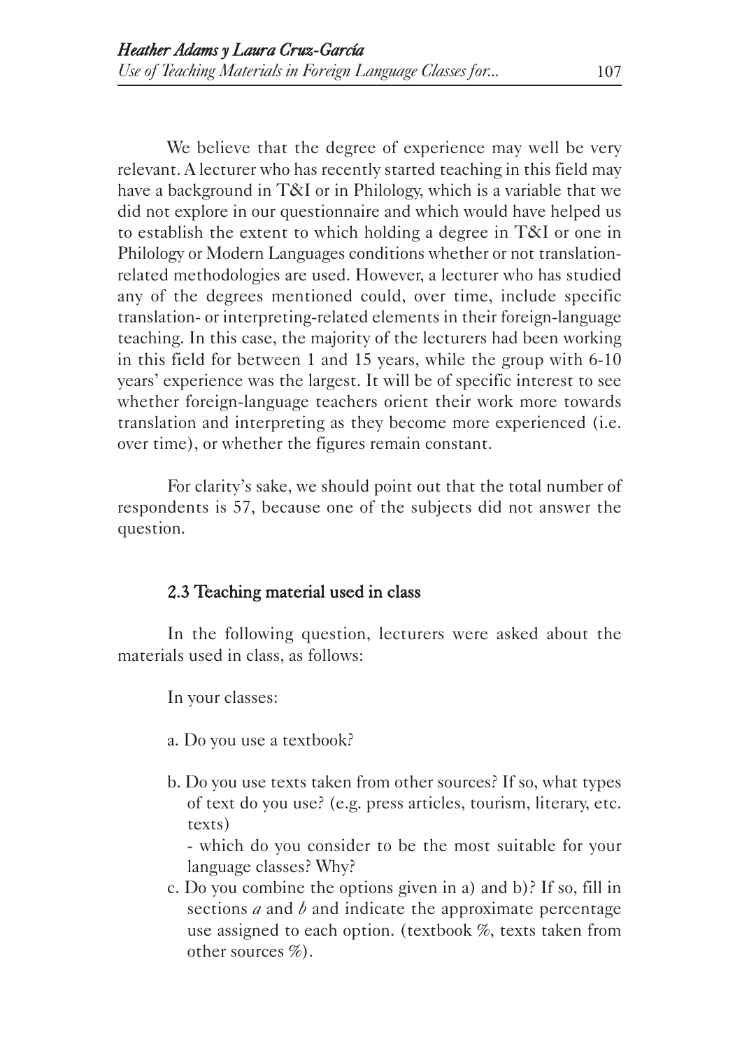We believe that the degree of experience may well be very relevant. A lecturer who has recently started teaching in this field may have a background in T&I or in Philology, which is a variable that we did not explore in our questionnaire and which would have helped us to establish the extent to which holding a degree in T&I or one in Philology or Modern Languages conditions whether or not translation-related methodologies are used. However, a lecturer who has studied any of the degrees mentioned could, over time, include specific translation- or interpreting-related elements in their foreign-language teaching. In this case, the majority of the lecturers had been working in this field for between 1 and 15 years, while the group with 6-10 years' experience was the largest. It will be of specific interest to see whether foreign-language teachers orient their work more towards translation and interpreting as they become more experienced (i.e. over time), or whether the figures remain constant.

For clarity's sake, we should point out that the total number of respondents is 57, because one of the subjects did not answer the question.

### 2.3 Teaching material used in class

In the following question, lecturers were asked about the materials used in class, as follows:

In your classes:

a. Do you use a textbook?

b. Do you use texts taken from other sources? If so, what types of text do you use? (e.g. press articles, tourism, literary, etc. texts)
   - which do you consider to be the most suitable for your language classes? Why?

c. Do you combine the options given in a) and b)? If so, fill in sections *a* and *b* and indicate the approximate percentage use assigned to each option. (textbook %, texts taken from other sources %).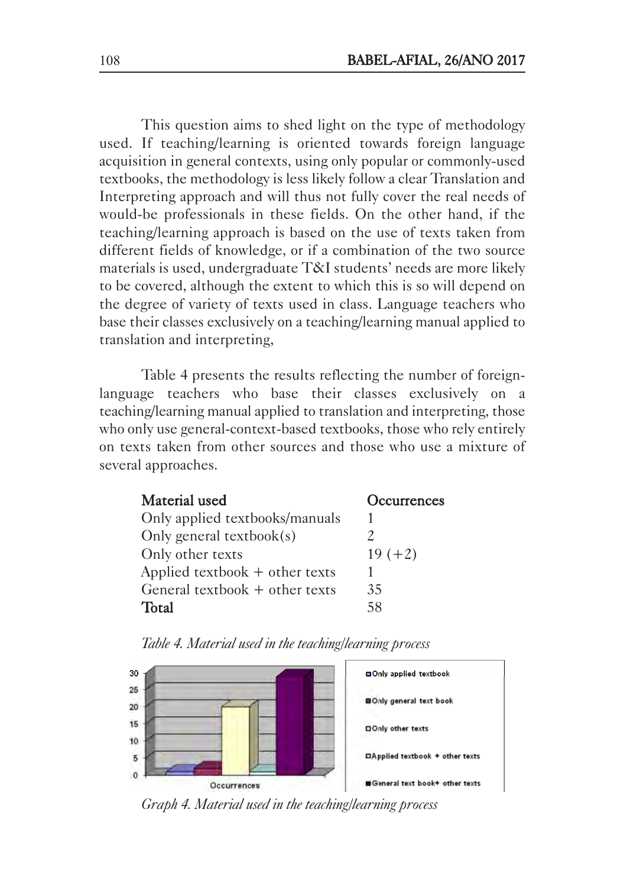This question aims to shed light on the type of methodology used. If teaching/learning is oriented towards foreign language acquisition in general contexts, using only popular or commonly-used textbooks, the methodology is less likely follow a clear Translation and Interpreting approach and will thus not fully cover the real needs of would-be professionals in these fields. On the other hand, if the teaching/learning approach is based on the use of texts taken from different fields of knowledge, or if a combination of the two source materials is used, undergraduate T&I students' needs are more likely to be covered, although the extent to which this is so will depend on the degree of variety of texts used in class. Language teachers who base their classes exclusively on a teaching/learning manual applied to translation and interpreting,

Table 4 presents the results reflecting the number of foreign-language teachers who base their classes exclusively on a teaching/learning manual applied to translation and interpreting, those who only use general-context-based textbooks, those who rely entirely on texts taken from other sources and those who use a mixture of several approaches.

| **Material used** | **Occurrences** |
|---|---|
| Only applied textbooks/manuals | 1 |
| Only general textbook(s) | 2 |
| Only other texts | 19 (+2) |
| Applied textbook + other texts | 1 |
| General textbook + other texts | 35 |
| **Total** | 58 |

*Table 4. Material used in the teaching/learning process*

*Graph 4. Material used in the teaching/learning process*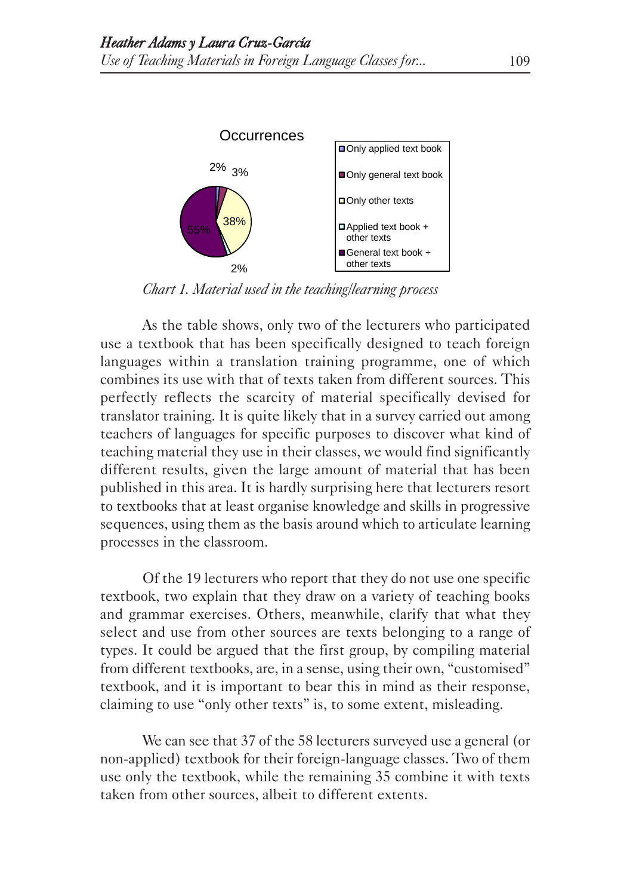Occurrences

- Only applied text book
- Only general text book
- Only other texts
- Applied text book + other texts
- General text book + other texts

2% 3% 38% 55% 2%

*Chart 1. Material used in the teaching/learning process*

As the table shows, only two of the lecturers who participated use a textbook that has been specifically designed to teach foreign languages within a translation training programme, one of which combines its use with that of texts taken from different sources. This perfectly reflects the scarcity of material specifically devised for translator training. It is quite likely that in a survey carried out among teachers of languages for specific purposes to discover what kind of teaching material they use in their classes, we would find significantly different results, given the large amount of material that has been published in this area. It is hardly surprising here that lecturers resort to textbooks that at least organise knowledge and skills in progressive sequences, using them as the basis around which to articulate learning processes in the classroom.

Of the 19 lecturers who report that they do not use one specific textbook, two explain that they draw on a variety of teaching books and grammar exercises. Others, meanwhile, clarify that what they select and use from other sources are texts belonging to a range of types. It could be argued that the first group, by compiling material from different textbooks, are, in a sense, using their own, "customised" textbook, and it is important to bear this in mind as their response, claiming to use "only other texts" is, to some extent, misleading.

We can see that 37 of the 58 lecturers surveyed use a general (or non-applied) textbook for their foreign-language classes. Two of them use only the textbook, while the remaining 35 combine it with texts taken from other sources, albeit to different extents.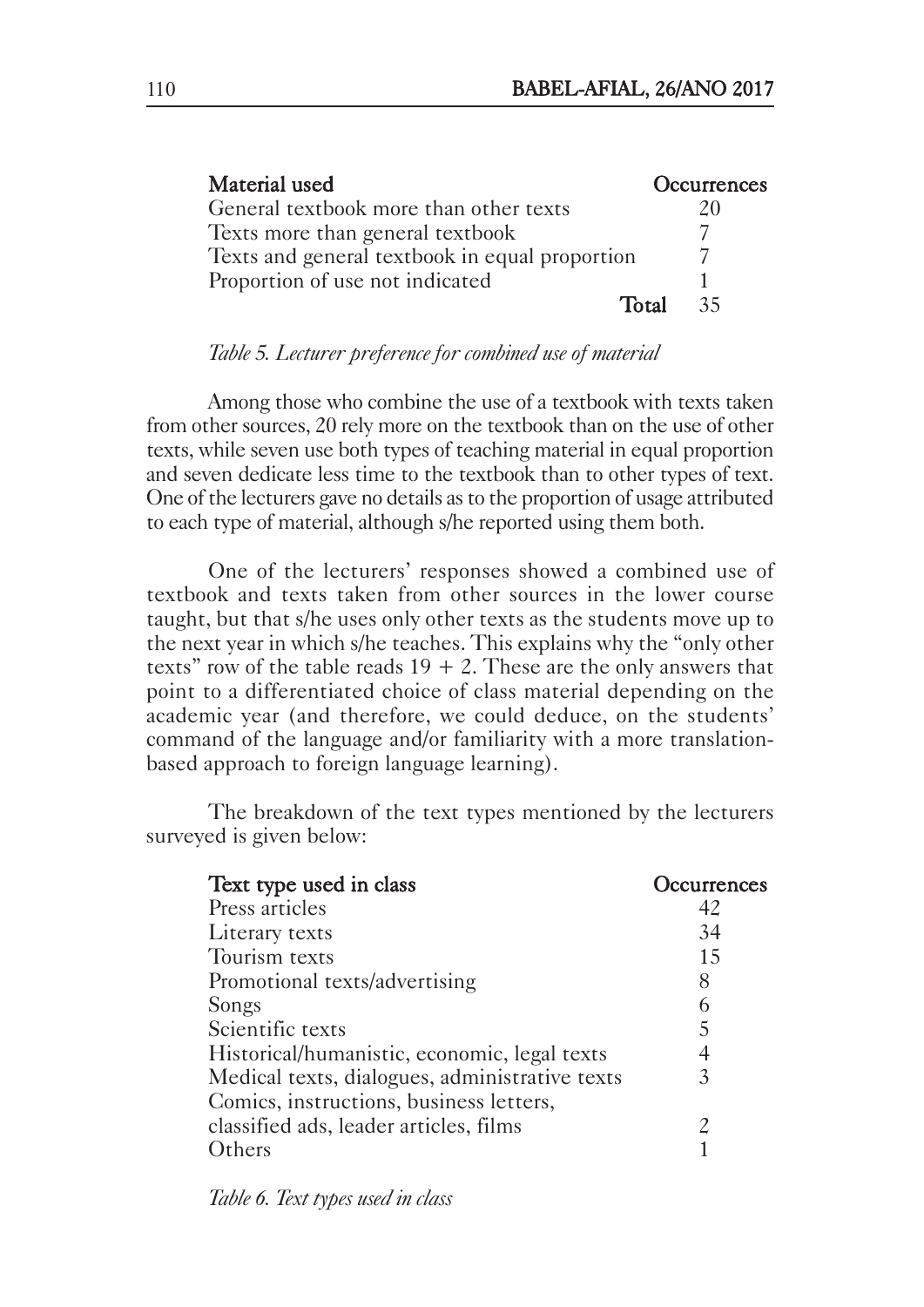| Material used | Occurrences |
| --- | --- |
| General textbook more than other texts | 20 |
| Texts more than general textbook | 7 |
| Texts and general textbook in equal proportion | 7 |
| Proportion of use not indicated | 1 |
| **Total** | 35 |

*Table 5. Lecturer preference for combined use of material*

Among those who combine the use of a textbook with texts taken from other sources, 20 rely more on the textbook than on the use of other texts, while seven use both types of teaching material in equal proportion and seven dedicate less time to the textbook than to other types of text. One of the lecturers gave no details as to the proportion of usage attributed to each type of material, although s/he reported using them both.

One of the lecturers' responses showed a combined use of textbook and texts taken from other sources in the lower course taught, but that s/he uses only other texts as the students move up to the next year in which s/he teaches. This explains why the "only other texts" row of the table reads 19 + 2. These are the only answers that point to a differentiated choice of class material depending on the academic year (and therefore, we could deduce, on the students' command of the language and/or familiarity with a more translation-based approach to foreign language learning).

The breakdown of the text types mentioned by the lecturers surveyed is given below:

| Text type used in class | Occurrences |
| --- | --- |
| Press articles | 42 |
| Literary texts | 34 |
| Tourism texts | 15 |
| Promotional texts/advertising | 8 |
| Songs | 6 |
| Scientific texts | 5 |
| Historical/humanistic, economic, legal texts | 4 |
| Medical texts, dialogues, administrative texts | 3 |
| Comics, instructions, business letters, classified ads, leader articles, films | 2 |
| Others | 1 |

*Table 6. Text types used in class*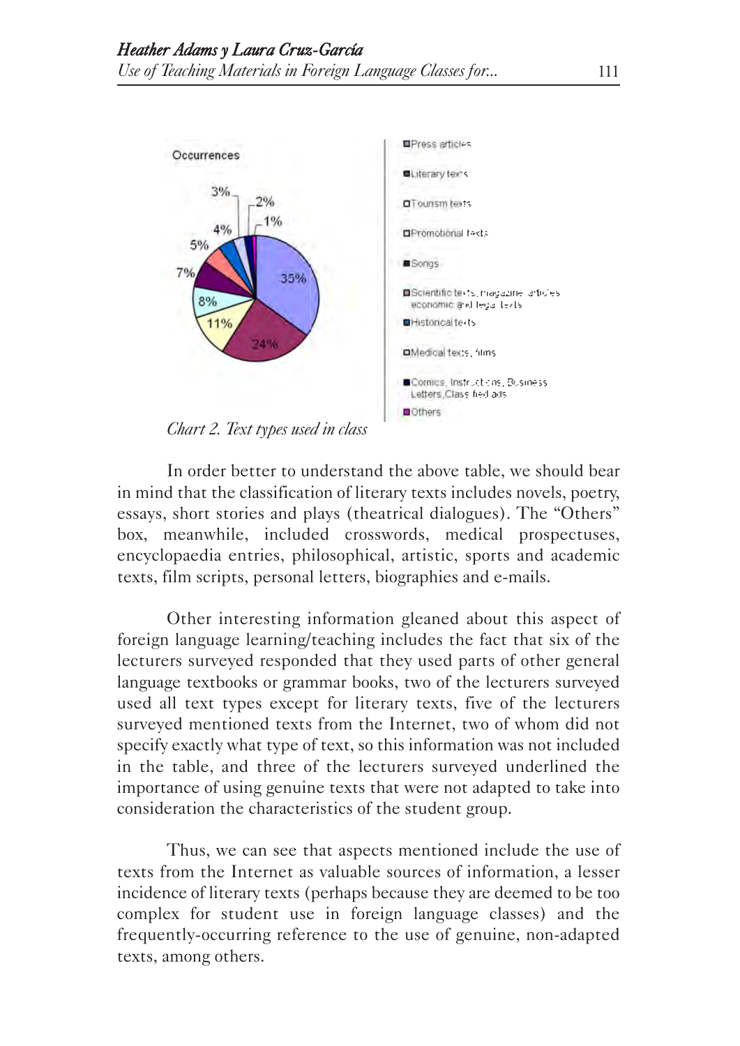Occurrences

| Text type | % |
|---|---|
| Press articles | 35% |
| Literary texts | 24% |
| Tourism texts | 11% |
| Promotional texts | 8% |
| Songs | 7% |
| Scientific texts, magazine articles, economic and legal texts | 5% |
| Historical texts | 4% |
| Medical texts, films | 3% |
| Comics, Instructions, Business Letters, Classified ads | 2% |
| Others | 1% |

*Chart 2. Text types used in class*

In order better to understand the above table, we should bear in mind that the classification of literary texts includes novels, poetry, essays, short stories and plays (theatrical dialogues). The "Others" box, meanwhile, included crosswords, medical prospectuses, encyclopaedia entries, philosophical, artistic, sports and academic texts, film scripts, personal letters, biographies and e-mails.

Other interesting information gleaned about this aspect of foreign language learning/teaching includes the fact that six of the lecturers surveyed responded that they used parts of other general language textbooks or grammar books, two of the lecturers surveyed used all text types except for literary texts, five of the lecturers surveyed mentioned texts from the Internet, two of whom did not specify exactly what type of text, so this information was not included in the table, and three of the lecturers surveyed underlined the importance of using genuine texts that were not adapted to take into consideration the characteristics of the student group.

Thus, we can see that aspects mentioned include the use of texts from the Internet as valuable sources of information, a lesser incidence of literary texts (perhaps because they are deemed to be too complex for student use in foreign language classes) and the frequently-occurring reference to the use of genuine, non-adapted texts, among others.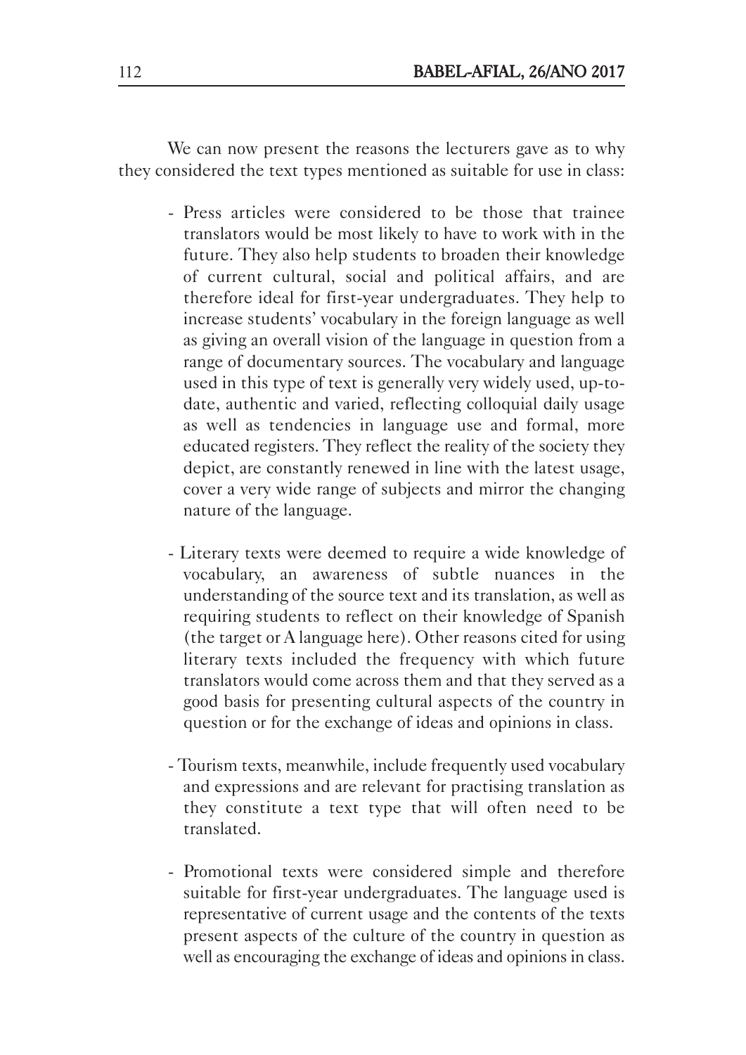We can now present the reasons the lecturers gave as to why they considered the text types mentioned as suitable for use in class:

- Press articles were considered to be those that trainee translators would be most likely to have to work with in the future. They also help students to broaden their knowledge of current cultural, social and political affairs, and are therefore ideal for first-year undergraduates. They help to increase students' vocabulary in the foreign language as well as giving an overall vision of the language in question from a range of documentary sources. The vocabulary and language used in this type of text is generally very widely used, up-to-date, authentic and varied, reflecting colloquial daily usage as well as tendencies in language use and formal, more educated registers. They reflect the reality of the society they depict, are constantly renewed in line with the latest usage, cover a very wide range of subjects and mirror the changing nature of the language.

- Literary texts were deemed to require a wide knowledge of vocabulary, an awareness of subtle nuances in the understanding of the source text and its translation, as well as requiring students to reflect on their knowledge of Spanish (the target or A language here). Other reasons cited for using literary texts included the frequency with which future translators would come across them and that they served as a good basis for presenting cultural aspects of the country in question or for the exchange of ideas and opinions in class.

- Tourism texts, meanwhile, include frequently used vocabulary and expressions and are relevant for practising translation as they constitute a text type that will often need to be translated.

- Promotional texts were considered simple and therefore suitable for first-year undergraduates. The language used is representative of current usage and the contents of the texts present aspects of the culture of the country in question as well as encouraging the exchange of ideas and opinions in class.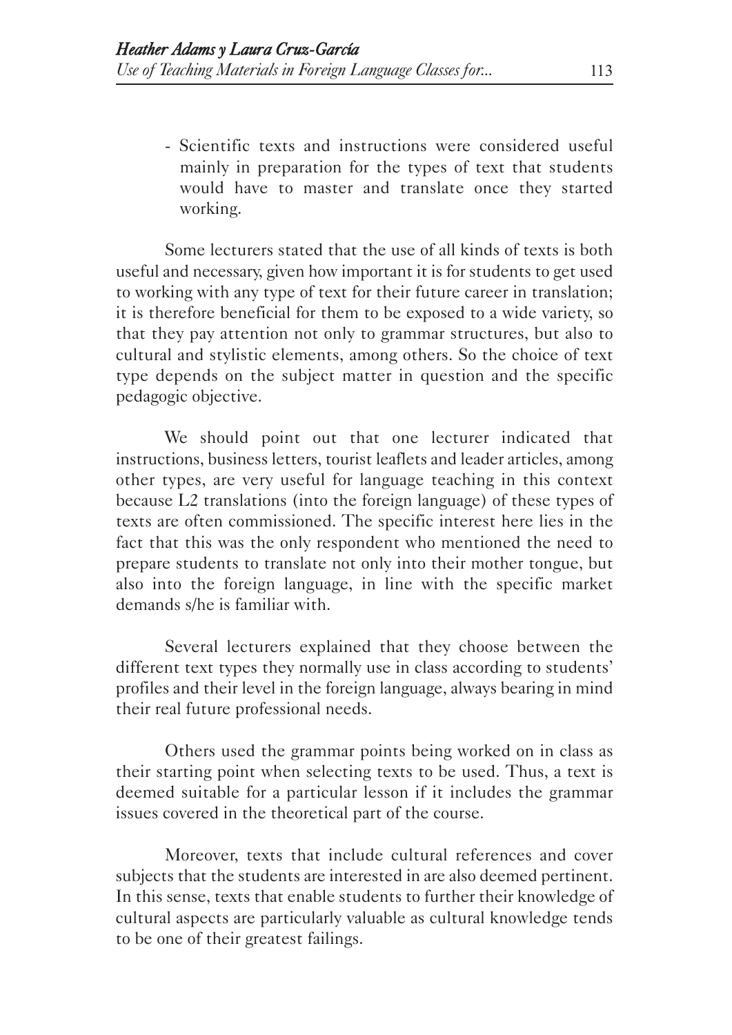- Scientific texts and instructions were considered useful mainly in preparation for the types of text that students would have to master and translate once they started working.

Some lecturers stated that the use of all kinds of texts is both useful and necessary, given how important it is for students to get used to working with any type of text for their future career in translation; it is therefore beneficial for them to be exposed to a wide variety, so that they pay attention not only to grammar structures, but also to cultural and stylistic elements, among others. So the choice of text type depends on the subject matter in question and the specific pedagogic objective.

We should point out that one lecturer indicated that instructions, business letters, tourist leaflets and leader articles, among other types, are very useful for language teaching in this context because L2 translations (into the foreign language) of these types of texts are often commissioned. The specific interest here lies in the fact that this was the only respondent who mentioned the need to prepare students to translate not only into their mother tongue, but also into the foreign language, in line with the specific market demands s/he is familiar with.

Several lecturers explained that they choose between the different text types they normally use in class according to students' profiles and their level in the foreign language, always bearing in mind their real future professional needs.

Others used the grammar points being worked on in class as their starting point when selecting texts to be used. Thus, a text is deemed suitable for a particular lesson if it includes the grammar issues covered in the theoretical part of the course.

Moreover, texts that include cultural references and cover subjects that the students are interested in are also deemed pertinent. In this sense, texts that enable students to further their knowledge of cultural aspects are particularly valuable as cultural knowledge tends to be one of their greatest failings.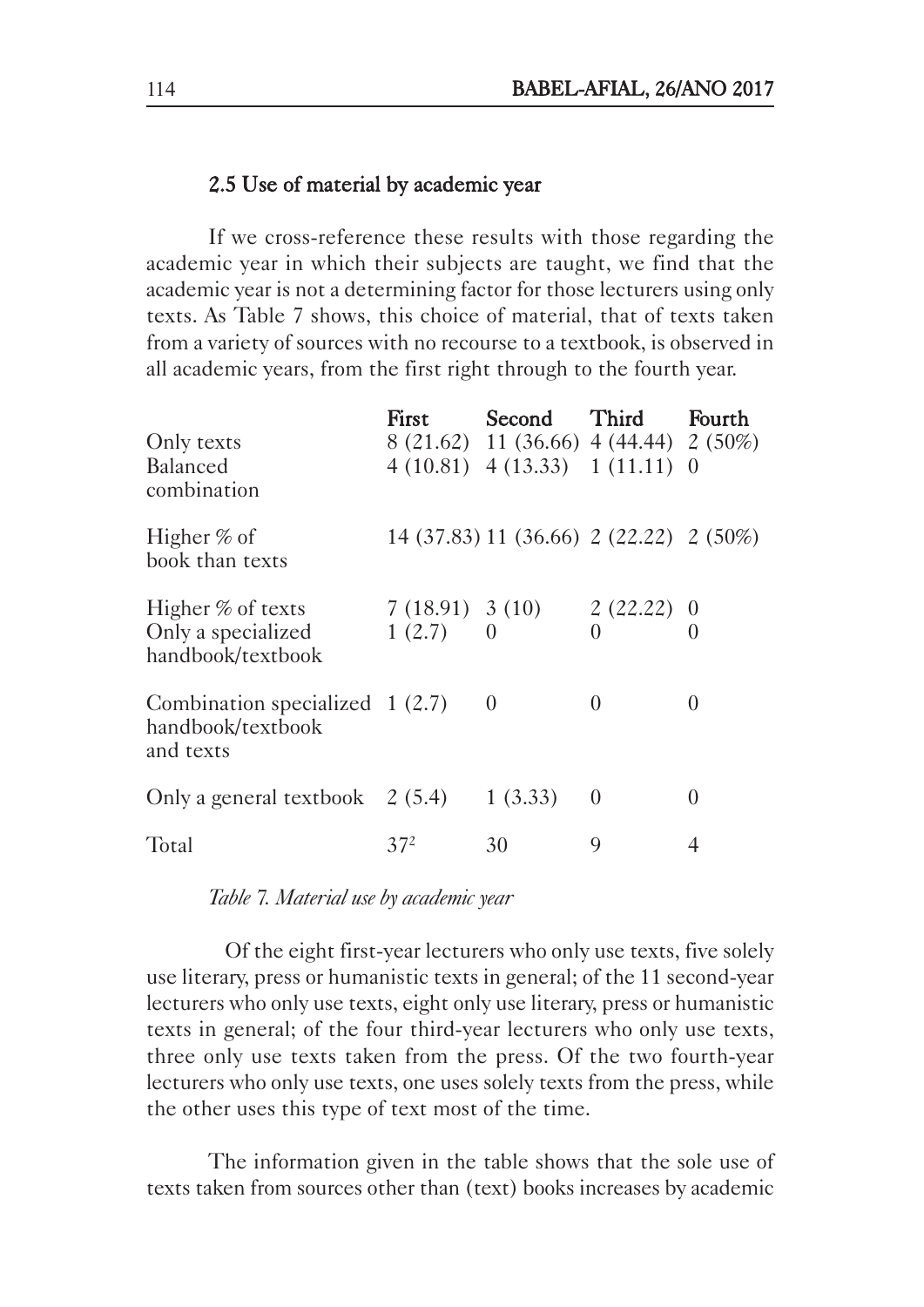### 2.5 Use of material by academic year

If we cross-reference these results with those regarding the academic year in which their subjects are taught, we find that the academic year is not a determining factor for those lecturers using only texts. As Table 7 shows, this choice of material, that of texts taken from a variety of sources with no recourse to a textbook, is observed in all academic years, from the first right through to the fourth year.

| | First | Second | Third | Fourth |
|---|---|---|---|---|
| Only texts | 8 (21.62) | 11 (36.66) | 4 (44.44) | 2 (50%) |
| Balanced combination | 4 (10.81) | 4 (13.33) | 1 (11.11) | 0 |
| Higher % of book than texts | 14 (37.83) | 11 (36.66) | 2 (22.22) | 2 (50%) |
| Higher % of texts | 7 (18.91) | 3 (10) | 2 (22.22) | 0 |
| Only a specialized handbook/textbook | 1 (2.7) | 0 | 0 | 0 |
| Combination specialized handbook/textbook and texts | 1 (2.7) | 0 | 0 | 0 |
| Only a general textbook | 2 (5.4) | 1 (3.33) | 0 | 0 |
| Total | 37[2] | 30 | 9 | 4 |

*Table 7. Material use by academic year*

Of the eight first-year lecturers who only use texts, five solely use literary, press or humanistic texts in general; of the 11 second-year lecturers who only use texts, eight only use literary, press or humanistic texts in general; of the four third-year lecturers who only use texts, three only use texts taken from the press. Of the two fourth-year lecturers who only use texts, one uses solely texts from the press, while the other uses this type of text most of the time.

The information given in the table shows that the sole use of texts taken from sources other than (text) books increases by academic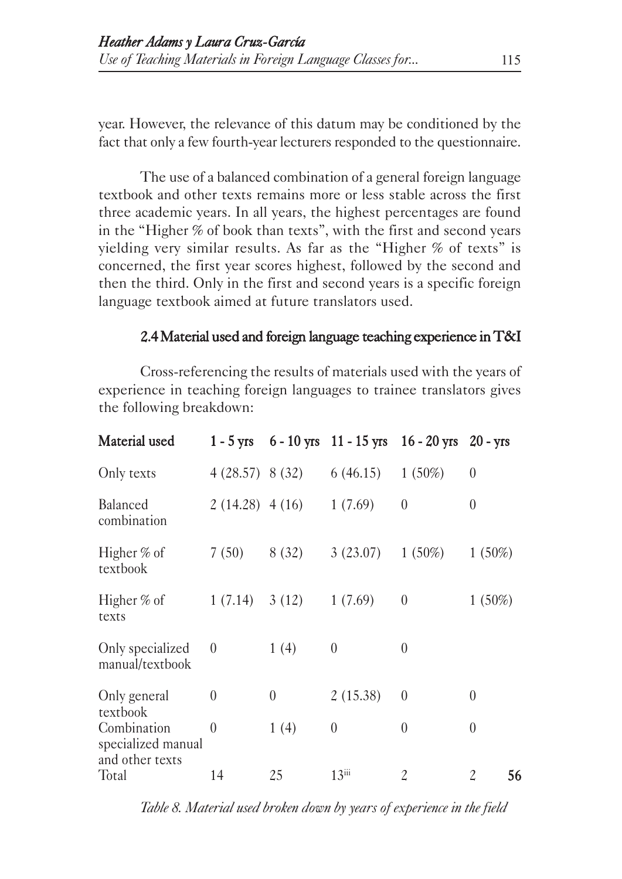year. However, the relevance of this datum may be conditioned by the fact that only a few fourth-year lecturers responded to the questionnaire.

The use of a balanced combination of a general foreign language textbook and other texts remains more or less stable across the first three academic years. In all years, the highest percentages are found in the "Higher % of book than texts", with the first and second years yielding very similar results. As far as the "Higher % of texts" is concerned, the first year scores highest, followed by the second and then the third. Only in the first and second years is a specific foreign language textbook aimed at future translators used.

### 2.4 Material used and foreign language teaching experience in T&I

Cross-referencing the results of materials used with the years of experience in teaching foreign languages to trainee translators gives the following breakdown:

| Material used | 1 - 5 yrs | 6 - 10 yrs | 11 - 15 yrs | 16 - 20 yrs | 20 - yrs | |
|---|---|---|---|---|---|---|
| Only texts | 4 (28.57) | 8 (32) | 6 (46.15) | 1 (50%) | 0 | |
| Balanced combination | 2 (14.28) | 4 (16) | 1 (7.69) | 0 | 0 | |
| Higher % of textbook | 7 (50) | 8 (32) | 3 (23.07) | 1 (50%) | 1 (50%) | |
| Higher % of texts | 1 (7.14) | 3 (12) | 1 (7.69) | 0 | 1 (50%) | |
| Only specialized manual/textbook | 0 | 1 (4) | 0 | 0 | | |
| Only general textbook | 0 | 0 | 2 (15.38) | 0 | 0 | |
| Combination specialized manual and other texts | 0 | 1 (4) | 0 | 0 | 0 | |
| Total | 14 | 25 | 13[iii] | 2 | 2 | **56** |

*Table 8. Material used broken down by years of experience in the field*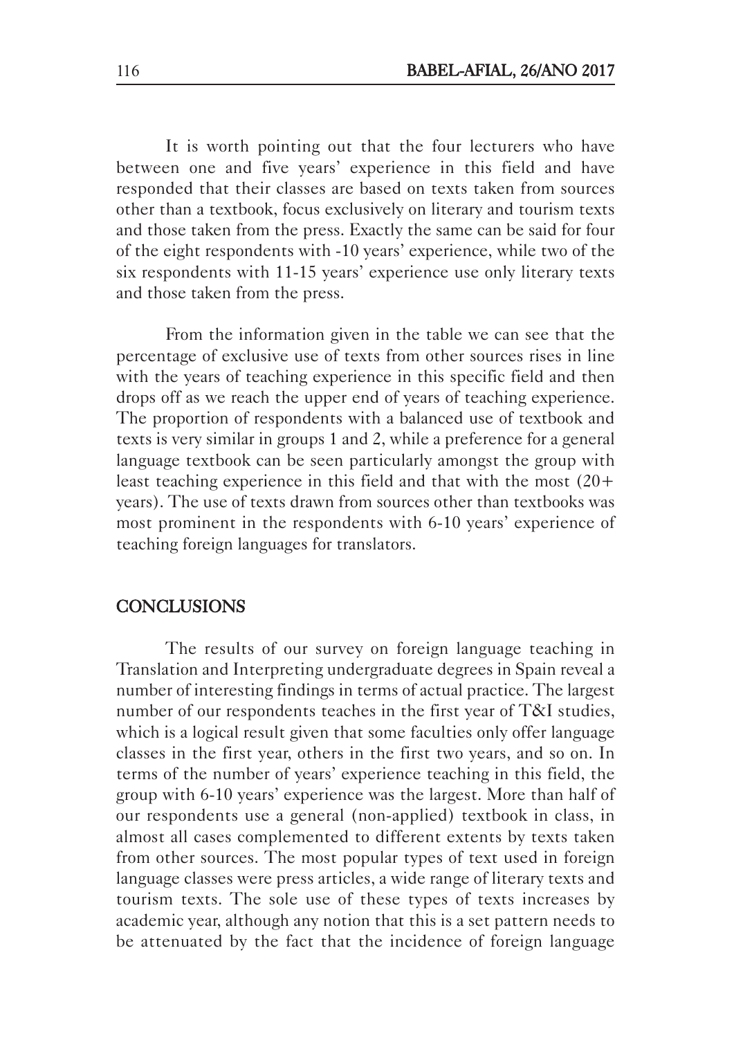It is worth pointing out that the four lecturers who have between one and five years' experience in this field and have responded that their classes are based on texts taken from sources other than a textbook, focus exclusively on literary and tourism texts and those taken from the press. Exactly the same can be said for four of the eight respondents with -10 years' experience, while two of the six respondents with 11-15 years' experience use only literary texts and those taken from the press.

From the information given in the table we can see that the percentage of exclusive use of texts from other sources rises in line with the years of teaching experience in this specific field and then drops off as we reach the upper end of years of teaching experience. The proportion of respondents with a balanced use of textbook and texts is very similar in groups 1 and 2, while a preference for a general language textbook can be seen particularly amongst the group with least teaching experience in this field and that with the most (20+ years). The use of texts drawn from sources other than textbooks was most prominent in the respondents with 6-10 years' experience of teaching foreign languages for translators.

## CONCLUSIONS

The results of our survey on foreign language teaching in Translation and Interpreting undergraduate degrees in Spain reveal a number of interesting findings in terms of actual practice. The largest number of our respondents teaches in the first year of T&I studies, which is a logical result given that some faculties only offer language classes in the first year, others in the first two years, and so on. In terms of the number of years' experience teaching in this field, the group with 6-10 years' experience was the largest. More than half of our respondents use a general (non-applied) textbook in class, in almost all cases complemented to different extents by texts taken from other sources. The most popular types of text used in foreign language classes were press articles, a wide range of literary texts and tourism texts. The sole use of these types of texts increases by academic year, although any notion that this is a set pattern needs to be attenuated by the fact that the incidence of foreign language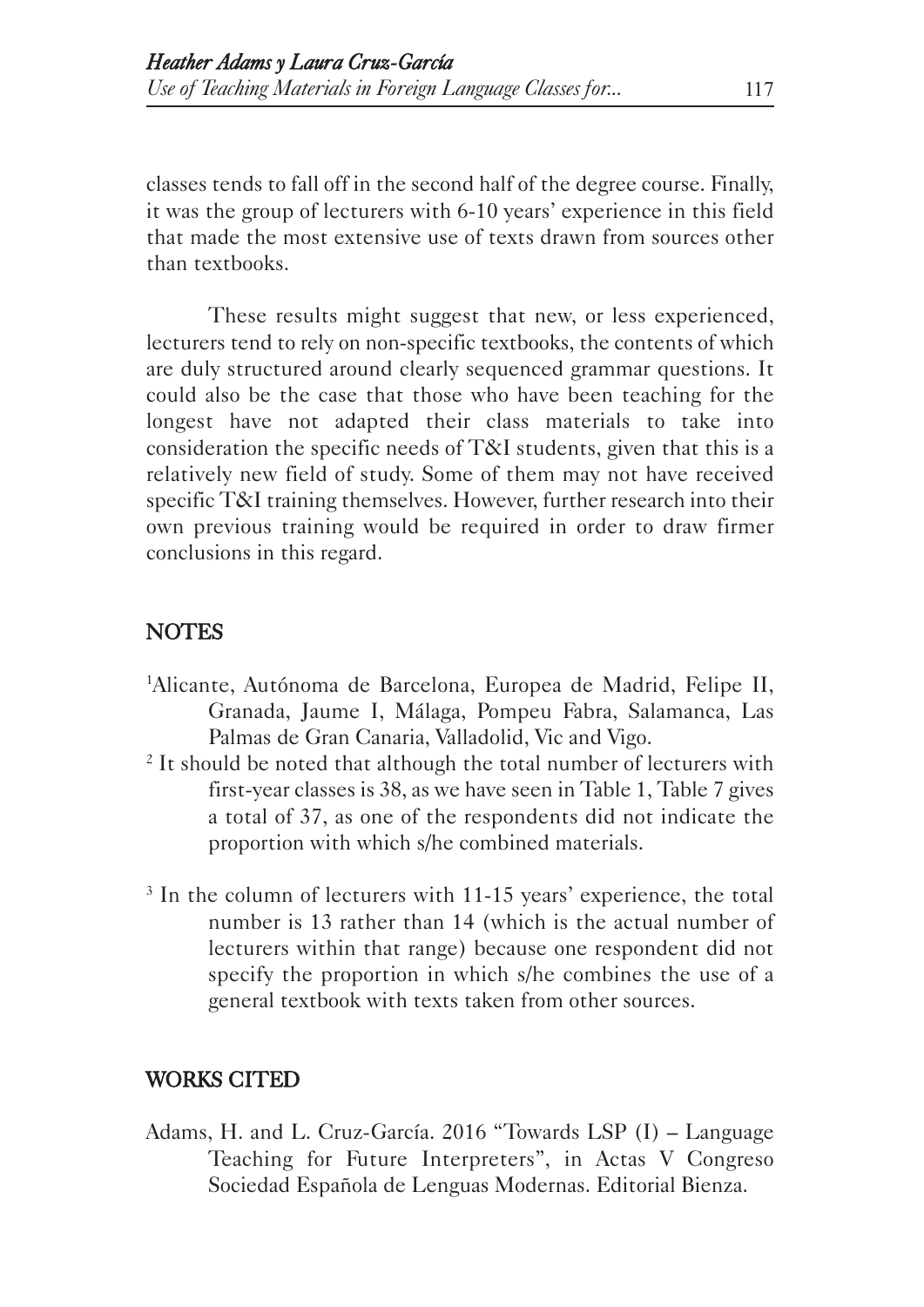classes tends to fall off in the second half of the degree course. Finally, it was the group of lecturers with 6-10 years' experience in this field that made the most extensive use of texts drawn from sources other than textbooks.

These results might suggest that new, or less experienced, lecturers tend to rely on non-specific textbooks, the contents of which are duly structured around clearly sequenced grammar questions. It could also be the case that those who have been teaching for the longest have not adapted their class materials to take into consideration the specific needs of T&I students, given that this is a relatively new field of study. Some of them may not have received specific T&I training themselves. However, further research into their own previous training would be required in order to draw firmer conclusions in this regard.

## NOTES

[1]Alicante, Autónoma de Barcelona, Europea de Madrid, Felipe II, Granada, Jaume I, Málaga, Pompeu Fabra, Salamanca, Las Palmas de Gran Canaria, Valladolid, Vic and Vigo.

[2] It should be noted that although the total number of lecturers with first-year classes is 38, as we have seen in Table 1, Table 7 gives a total of 37, as one of the respondents did not indicate the proportion with which s/he combined materials.

[3] In the column of lecturers with 11-15 years' experience, the total number is 13 rather than 14 (which is the actual number of lecturers within that range) because one respondent did not specify the proportion in which s/he combines the use of a general textbook with texts taken from other sources.

## WORKS CITED

Adams, H. and L. Cruz-García. 2016 "Towards LSP (I) – Language Teaching for Future Interpreters", in Actas V Congreso Sociedad Española de Lenguas Modernas. Editorial Bienza.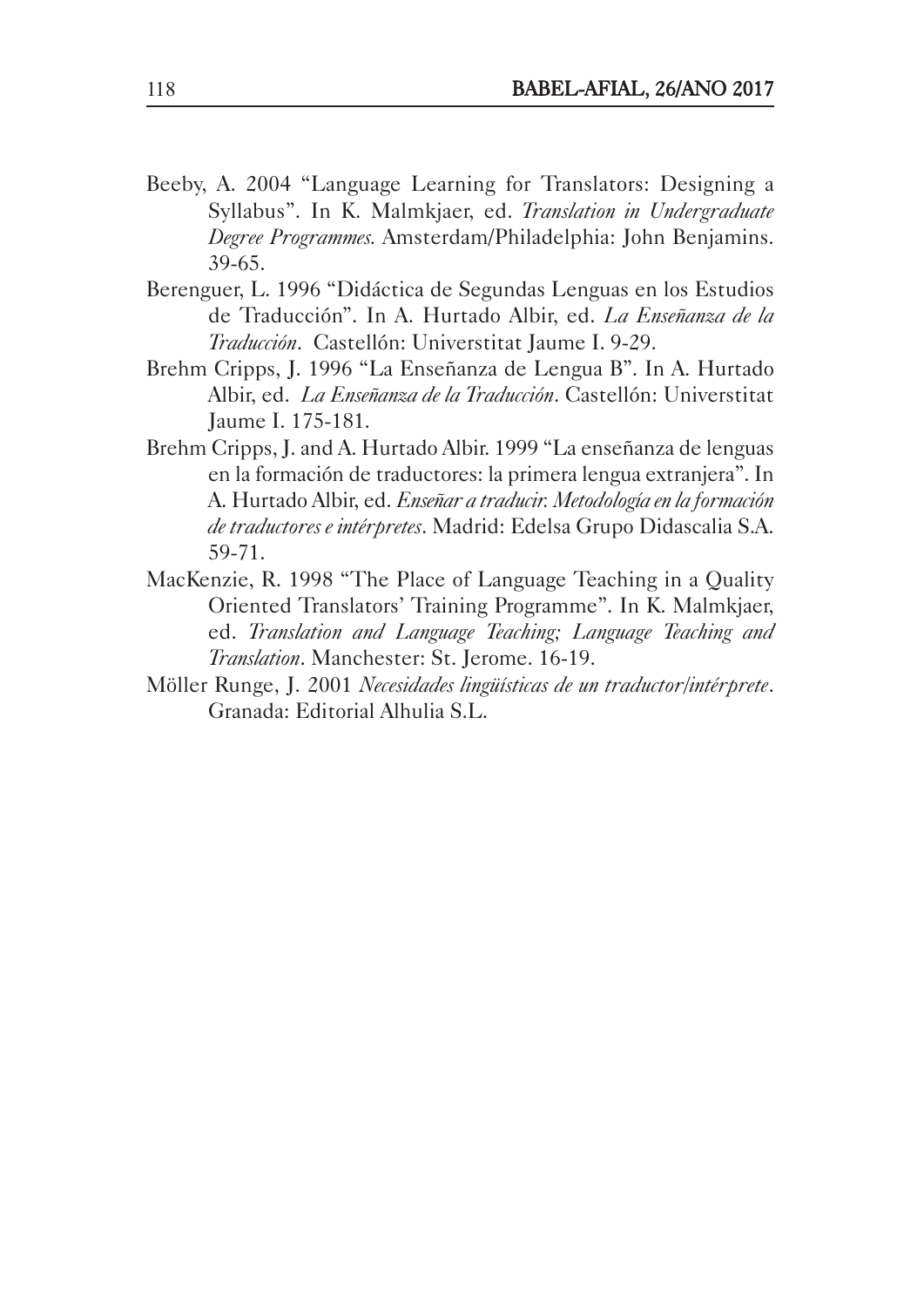Beeby, A. 2004 "Language Learning for Translators: Designing a Syllabus". In K. Malmkjaer, ed. *Translation in Undergraduate Degree Programmes.* Amsterdam/Philadelphia: John Benjamins. 39-65.

Berenguer, L. 1996 "Didáctica de Segundas Lenguas en los Estudios de Traducción". In A. Hurtado Albir, ed. *La Enseñanza de la Traducción*. Castellón: Universtitat Jaume I. 9-29.

Brehm Cripps, J. 1996 "La Enseñanza de Lengua B". In A. Hurtado Albir, ed. *La Enseñanza de la Traducción*. Castellón: Universtitat Jaume I. 175-181.

Brehm Cripps, J. and A. Hurtado Albir. 1999 "La enseñanza de lenguas en la formación de traductores: la primera lengua extranjera". In A. Hurtado Albir, ed. *Enseñar a traducir. Metodología en la formación de traductores e intérpretes*. Madrid: Edelsa Grupo Didascalia S.A. 59-71.

MacKenzie, R. 1998 "The Place of Language Teaching in a Quality Oriented Translators' Training Programme". In K. Malmkjaer, ed. *Translation and Language Teaching; Language Teaching and Translation*. Manchester: St. Jerome. 16-19.

Möller Runge, J. 2001 *Necesidades lingüísticas de un traductor/intérprete*. Granada: Editorial Alhulia S.L.